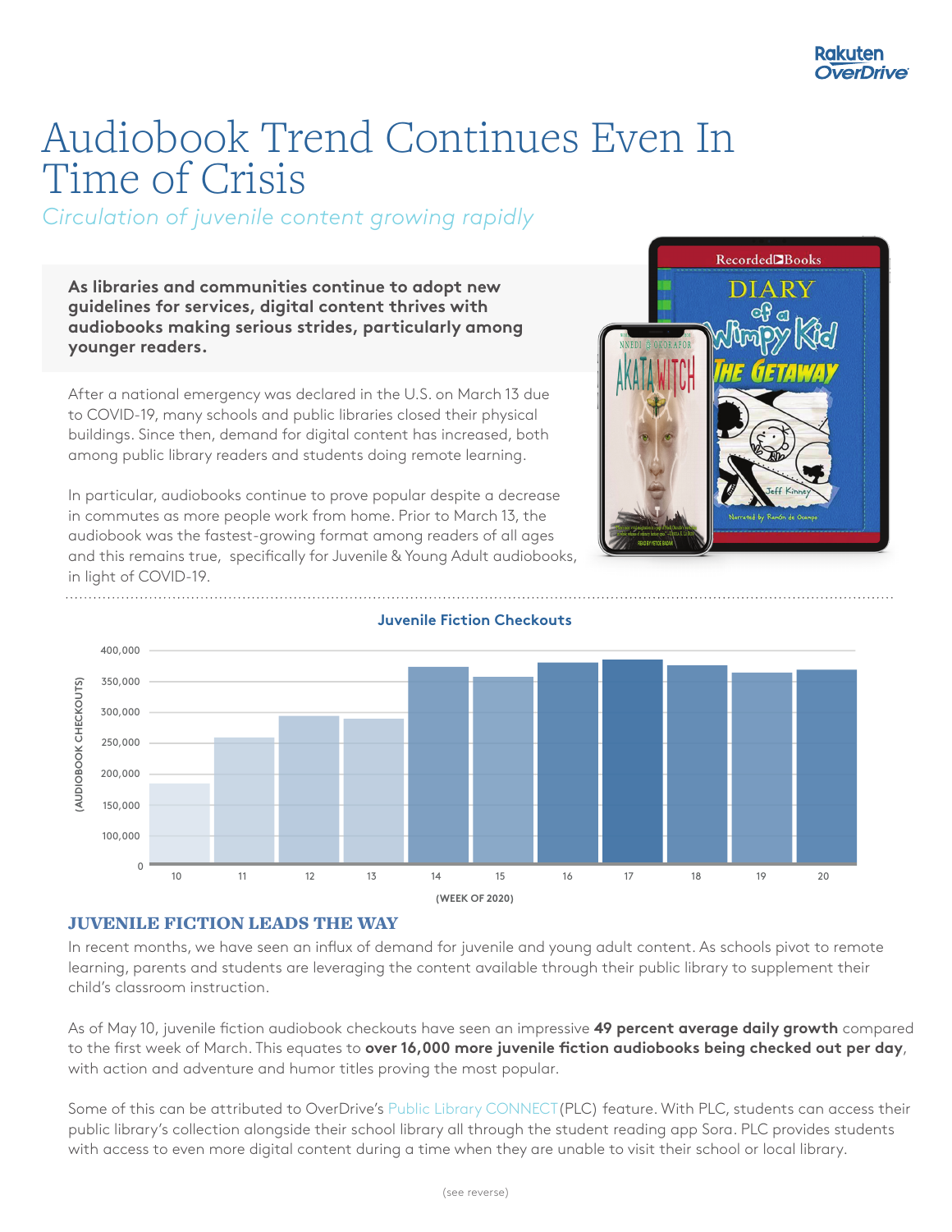# Audiobook Trend Continues Even In Time of Crisis

*Circulation of juvenile content growing rapidly*

**As libraries and communities continue to adopt new guidelines for services, digital content thrives with audiobooks making serious strides, particularly among younger readers.**

After a national emergency was declared in the U.S. on March 13 due to COVID-19, many schools and public libraries closed their physical buildings. Since then, demand for digital content has increased, both among public library readers and students doing remote learning.

In particular, audiobooks continue to prove popular despite a decrease in commutes as more people work from home. Prior to March 13, the audiobook was the fastest-growing format among readers of all ages and this remains true, specifically for Juvenile & Young Adult audiobooks, in light of COVID-19.

**Juvenile Fiction Checkouts**

(AUDIOBOOK CHECKOUTS) — 0, 100,000, 150,000, 200,000, 250,000, 300,000, 350,000, 400,000

(WEEK OF 2020) — 10, 11, 12, 13, 14, 15, 16, 17, 18, 19, 20

## JUVENILE FICTION LEADS THE WAY

In recent months, we have seen an influx of demand for juvenile and young adult content. As schools pivot to remote learning, parents and students are leveraging the content available through their public library to supplement their child's classroom instruction.

As of May 10, juvenile fiction audiobook checkouts have seen an impressive **49 percent average daily growth** compared to the first week of March. This equates to **over 16,000 more juvenile fiction audiobooks being checked out per day**, with action and adventure and humor titles proving the most popular.

Some of this can be attributed to OverDrive's Public Library CONNECT (PLC) feature. With PLC, students can access their public library's collection alongside their school library all through the student reading app Sora. PLC provides students with access to even more digital content during a time when they are unable to visit their school or local library.

(see reverse)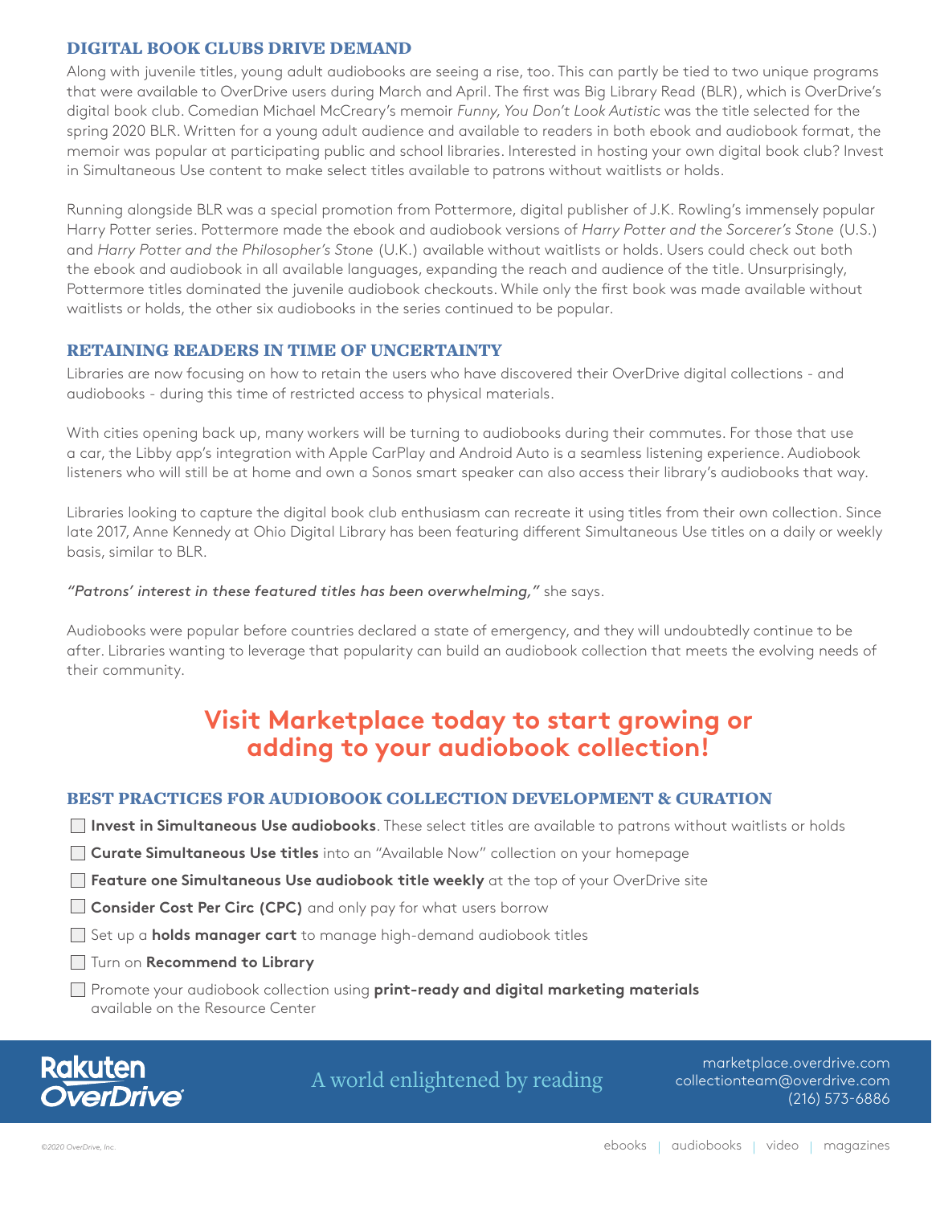## DIGITAL BOOK CLUBS DRIVE DEMAND

Along with juvenile titles, young adult audiobooks are seeing a rise, too. This can partly be tied to two unique programs that were available to OverDrive users during March and April. The first was Big Library Read (BLR), which is OverDrive's digital book club. Comedian Michael McCreary's memoir *Funny, You Don't Look Autistic* was the title selected for the spring 2020 BLR. Written for a young adult audience and available to readers in both ebook and audiobook format, the memoir was popular at participating public and school libraries. Interested in hosting your own digital book club? Invest in Simultaneous Use content to make select titles available to patrons without waitlists or holds.

Running alongside BLR was a special promotion from Pottermore, digital publisher of J.K. Rowling's immensely popular Harry Potter series. Pottermore made the ebook and audiobook versions of *Harry Potter and the Sorcerer's Stone* (U.S.) and *Harry Potter and the Philosopher's Stone* (U.K.) available without waitlists or holds. Users could check out both the ebook and audiobook in all available languages, expanding the reach and audience of the title. Unsurprisingly, Pottermore titles dominated the juvenile audiobook checkouts. While only the first book was made available without waitlists or holds, the other six audiobooks in the series continued to be popular.

## RETAINING READERS IN TIME OF UNCERTAINTY

Libraries are now focusing on how to retain the users who have discovered their OverDrive digital collections - and audiobooks - during this time of restricted access to physical materials.

With cities opening back up, many workers will be turning to audiobooks during their commutes. For those that use a car, the Libby app's integration with Apple CarPlay and Android Auto is a seamless listening experience. Audiobook listeners who will still be at home and own a Sonos smart speaker can also access their library's audiobooks that way.

Libraries looking to capture the digital book club enthusiasm can recreate it using titles from their own collection. Since late 2017, Anne Kennedy at Ohio Digital Library has been featuring different Simultaneous Use titles on a daily or weekly basis, similar to BLR.

*"Patrons' interest in these featured titles has been overwhelming,"* she says.

Audiobooks were popular before countries declared a state of emergency, and they will undoubtedly continue to be after. Libraries wanting to leverage that popularity can build an audiobook collection that meets the evolving needs of their community.

**Visit Marketplace today to start growing or adding to your audiobook collection!**

## BEST PRACTICES FOR AUDIOBOOK COLLECTION DEVELOPMENT & CURATION

- [ ] **Invest in Simultaneous Use audiobooks**. These select titles are available to patrons without waitlists or holds
- [ ] **Curate Simultaneous Use titles** into an "Available Now" collection on your homepage
- [ ] **Feature one Simultaneous Use audiobook title weekly** at the top of your OverDrive site
- [ ] **Consider Cost Per Circ (CPC)** and only pay for what users borrow
- [ ] Set up a **holds manager cart** to manage high-demand audiobook titles
- [ ] Turn on **Recommend to Library**
- [ ] Promote your audiobook collection using **print-ready and digital marketing materials** available on the Resource Center

Rakuten OverDrive

A world enlightened by reading

marketplace.overdrive.com
collectionteam@overdrive.com
(216) 573-6886

©2020 OverDrive, Inc.

ebooks | audiobooks | video | magazines